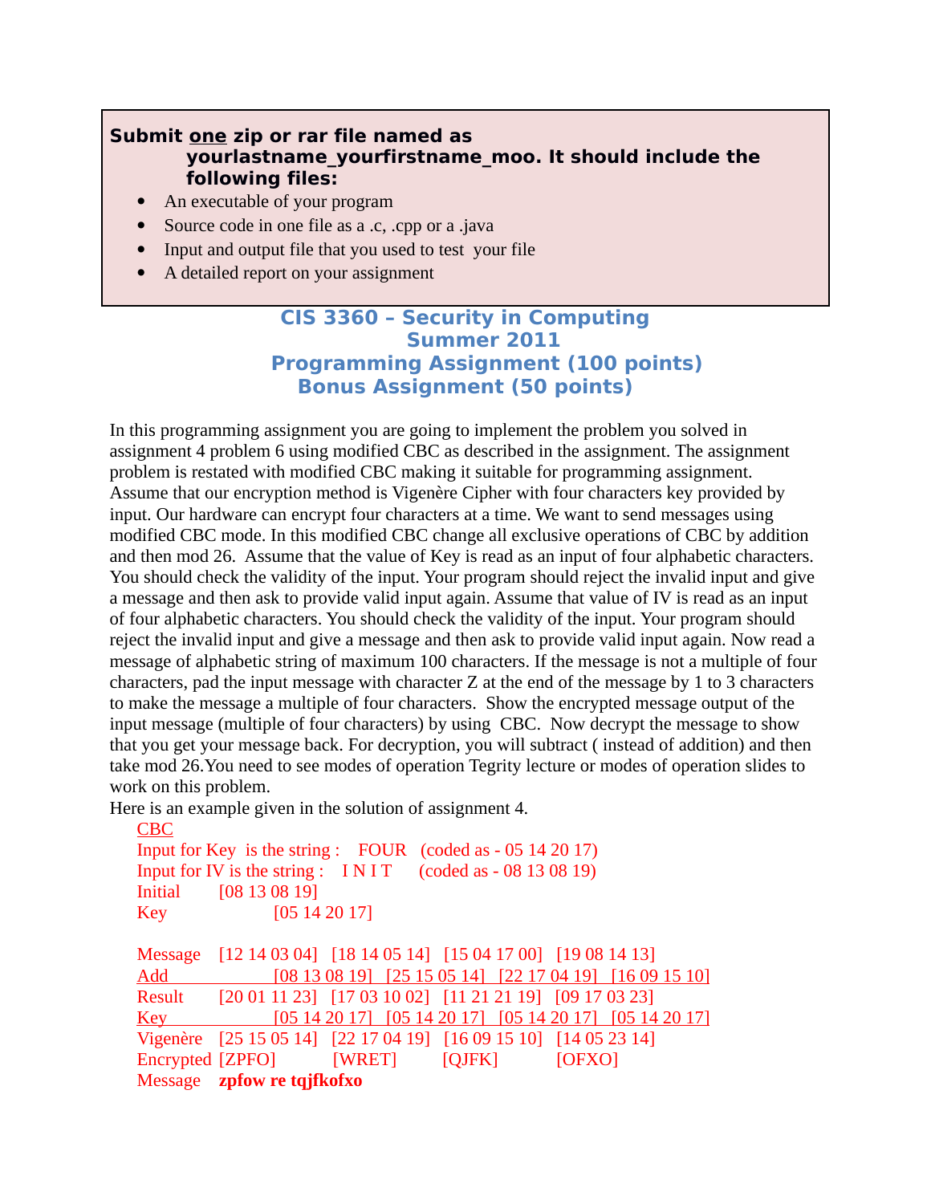**Submit one zip or rar file named as yourlastname_yourfirstname_moo. It should include the following files:**

- An executable of your program
- Source code in one file as a .c, .cpp or a .java
- Input and output file that you used to test your file
- A detailed report on your assignment

## CIS 3360 – Security in Computing
## Summer 2011
## Programming Assignment (100 points)
## Bonus Assignment (50 points)

In this programming assignment you are going to implement the problem you solved in assignment 4 problem 6 using modified CBC as described in the assignment. The assignment problem is restated with modified CBC making it suitable for programming assignment. Assume that our encryption method is Vigenère Cipher with four characters key provided by input. Our hardware can encrypt four characters at a time. We want to send messages using modified CBC mode. In this modified CBC change all exclusive operations of CBC by addition and then mod 26. Assume that the value of Key is read as an input of four alphabetic characters. You should check the validity of the input. Your program should reject the invalid input and give a message and then ask to provide valid input again. Assume that value of IV is read as an input of four alphabetic characters. You should check the validity of the input. Your program should reject the invalid input and give a message and then ask to provide valid input again. Now read a message of alphabetic string of maximum 100 characters. If the message is not a multiple of four characters, pad the input message with character Z at the end of the message by 1 to 3 characters to make the message a multiple of four characters. Show the encrypted message output of the input message (multiple of four characters) by using CBC. Now decrypt the message to show that you get your message back. For decryption, you will subtract ( instead of addition) and then take mod 26.You need to see modes of operation Tegrity lecture or modes of operation slides to work on this problem.

Here is an example given in the solution of assignment 4.

CBC

Input for Key is the string : FOUR (coded as - 05 14 20 17)

Input for IV is the string : I N I T (coded as - 08 13 08 19)

| | | | | | |
|---|---|---|---|---|---|
| Initial | [08 13 08 19] | | | | |
| Key | | [05 14 20 17] | | | |
| | | | | | |
| Message | [12 14 03 04] | [18 14 05 14] | [15 04 17 00] | [19 08 14 13] | |
| Add | | [08 13 08 19] | [25 15 05 14] | [22 17 04 19] | [16 09 15 10] |
| Result | [20 01 11 23] | [17 03 10 02] | [11 21 21 19] | [09 17 03 23] | |
| Key | | [05 14 20 17] | [05 14 20 17] | [05 14 20 17] | [05 14 20 17] |
| Vigenère | [25 15 05 14] | [22 17 04 19] | [16 09 15 10] | [14 05 23 14] | |
| Encrypted | [ZPFO] | [WRET] | [QJFK] | [OFXO] | |
| Message | **zpfow re tqjfkofxo** | | | | |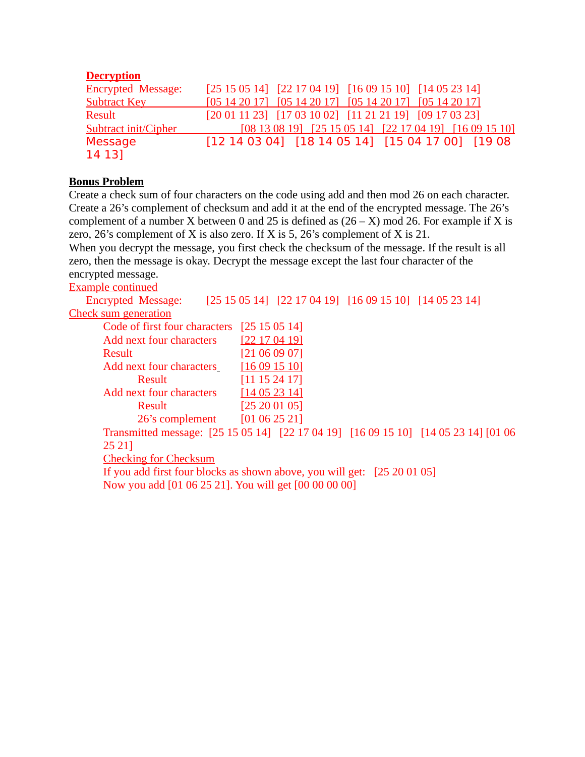**Decryption**

| | | | | |
|---|---|---|---|---|
| Encrypted Message: | [25 15 05 14] | [22 17 04 19] | [16 09 15 10] | [14 05 23 14] |
| Subtract Key | [05 14 20 17] | [05 14 20 17] | [05 14 20 17] | [05 14 20 17] |
| Result | [20 01 11 23] | [17 03 10 02] | [11 21 21 19] | [09 17 03 23] |
| Subtract init/Cipher | [08 13 08 19] | [25 15 05 14] | [22 17 04 19] | [16 09 15 10] |
| Message | [12 14 03 04] | [18 14 05 14] | [15 04 17 00] | [19 08 14 13] |

**Bonus Problem**

Create a check sum of four characters on the code using add and then mod 26 on each character. Create a 26's complement of checksum and add it at the end of the encrypted message. The 26's complement of a number X between 0 and 25 is defined as (26 – X) mod 26. For example if X is zero, 26's complement of X is also zero. If X is 5, 26's complement of X is 21.

When you decrypt the message, you first check the checksum of the message. If the result is all zero, then the message is okay. Decrypt the message except the last four character of the encrypted message.

Example continued

Encrypted Message: [25 15 05 14] [22 17 04 19] [16 09 15 10] [14 05 23 14]

Check sum generation

| | |
|---|---|
| Code of first four characters | [25 15 05 14] |
| Add next four characters | [22 17 04 19] |
| Result | [21 06 09 07] |
| Add next four characters | [16 09 15 10] |
| Result | [11 15 24 17] |
| Add next four characters | [14 05 23 14] |
| Result | [25 20 01 05] |
| 26's complement | [01 06 25 21] |

Transmitted message: [25 15 05 14] [22 17 04 19] [16 09 15 10] [14 05 23 14] [01 06 25 21]

Checking for Checksum

If you add first four blocks as shown above, you will get: [25 20 01 05]

Now you add [01 06 25 21]. You will get [00 00 00 00]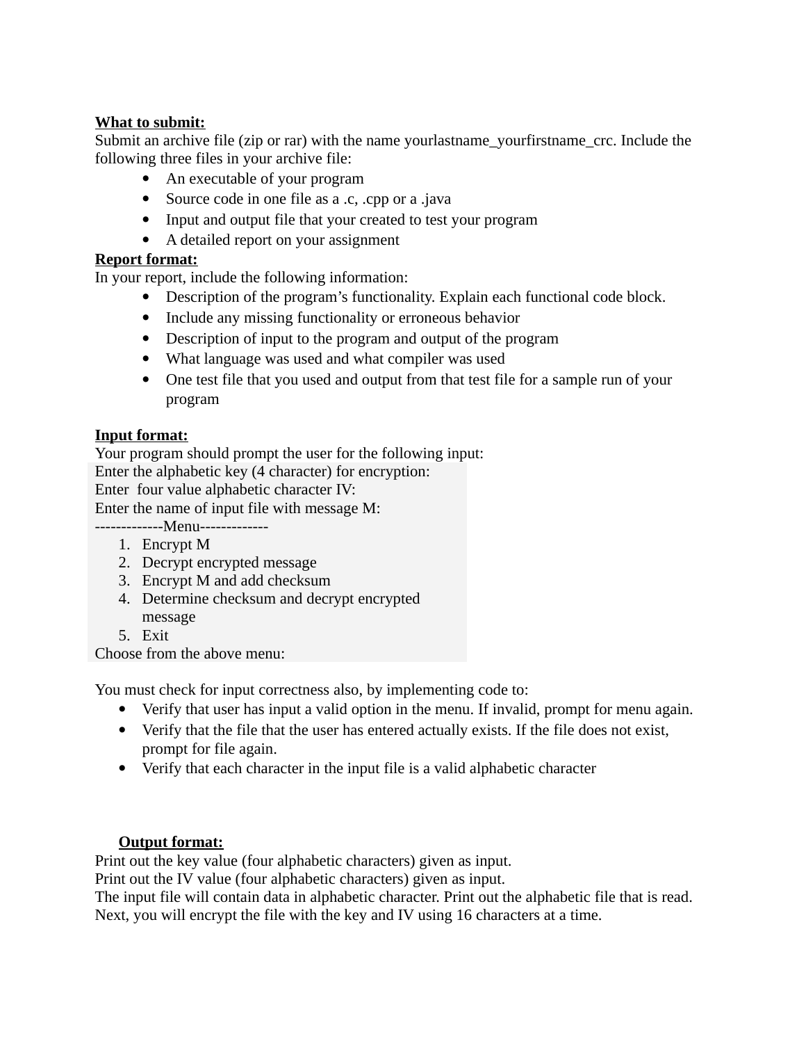**What to submit:**

Submit an archive file (zip or rar) with the name yourlastname_yourfirstname_crc. Include the following three files in your archive file:

- An executable of your program
- Source code in one file as a .c, .cpp or a .java
- Input and output file that your created to test your program
- A detailed report on your assignment

**Report format:**

In your report, include the following information:

- Description of the program's functionality. Explain each functional code block.
- Include any missing functionality or erroneous behavior
- Description of input to the program and output of the program
- What language was used and what compiler was used
- One test file that you used and output from that test file for a sample run of your program

**Input format:**

Your program should prompt the user for the following input:

Enter the alphabetic key (4 character) for encryption:
Enter four value alphabetic character IV:
Enter the name of input file with message M:
-------------Menu-------------

1. Encrypt M
2. Decrypt encrypted message
3. Encrypt M and add checksum
4. Determine checksum and decrypt encrypted message
5. Exit

Choose from the above menu:

You must check for input correctness also, by implementing code to:

- Verify that user has input a valid option in the menu. If invalid, prompt for menu again.
- Verify that the file that the user has entered actually exists. If the file does not exist, prompt for file again.
- Verify that each character in the input file is a valid alphabetic character

**Output format:**

Print out the key value (four alphabetic characters) given as input.
Print out the IV value (four alphabetic characters) given as input.
The input file will contain data in alphabetic character. Print out the alphabetic file that is read.
Next, you will encrypt the file with the key and IV using 16 characters at a time.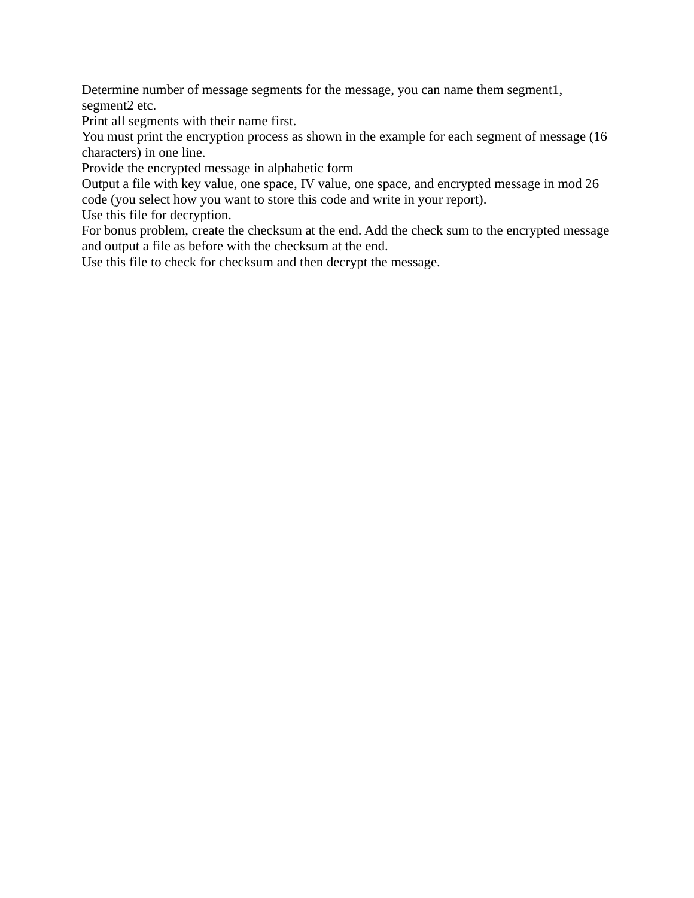Determine number of message segments for the message, you can name them segment1, segment2 etc.
Print all segments with their name first.
You must print the encryption process as shown in the example for each segment of message (16 characters) in one line.
Provide the encrypted message in alphabetic form
Output a file with key value, one space, IV value, one space, and encrypted message in mod 26 code (you select how you want to store this code and write in your report).
Use this file for decryption.
For bonus problem, create the checksum at the end. Add the check sum to the encrypted message and output a file as before with the checksum at the end.
Use this file to check for checksum and then decrypt the message.